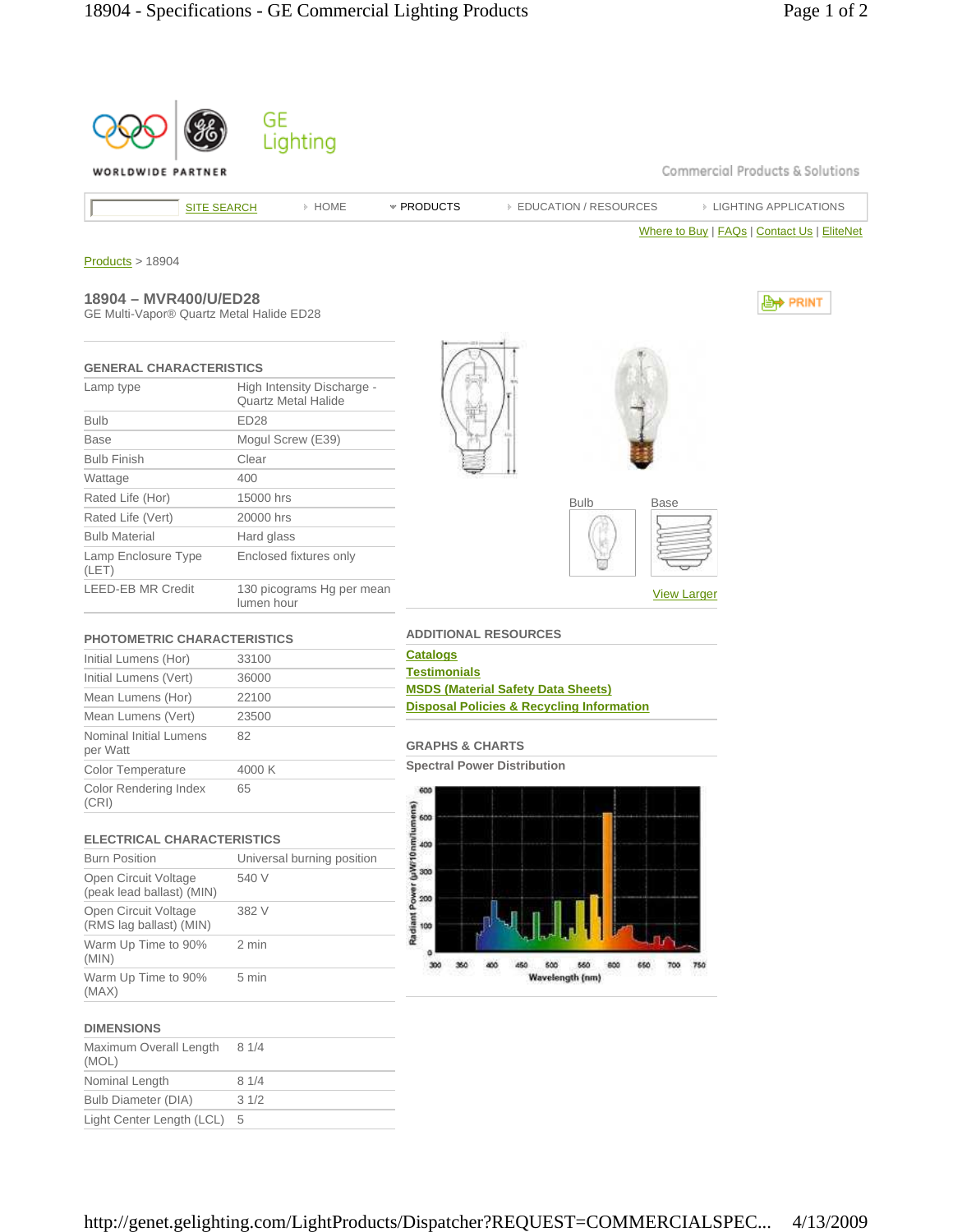GE Lighting

Commercial Products & Solutions

SITE SEARCH | HOME | PRODUCTS | EDUCATION / RESOURCES | LIGHTING APPLICATIONS

Where to Buy | FAQs | Contact Us | EliteNet

Products > 18904

## 18904 – MVR400/U/ED28

GE Multi-Vapor® Quartz Metal Halide ED28

### GENERAL CHARACTERISTICS

| | |
|---|---|
| Lamp type | High Intensity Discharge - Quartz Metal Halide |
| Bulb | ED28 |
| Base | Mogul Screw (E39) |
| Bulb Finish | Clear |
| Wattage | 400 |
| Rated Life (Hor) | 15000 hrs |
| Rated Life (Vert) | 20000 hrs |
| Bulb Material | Hard glass |
| Lamp Enclosure Type (LET) | Enclosed fixtures only |
| LEED-EB MR Credit | 130 picograms Hg per mean lumen hour |

### PHOTOMETRIC CHARACTERISTICS

| | |
|---|---|
| Initial Lumens (Hor) | 33100 |
| Initial Lumens (Vert) | 36000 |
| Mean Lumens (Hor) | 22100 |
| Mean Lumens (Vert) | 23500 |
| Nominal Initial Lumens per Watt | 82 |
| Color Temperature | 4000 K |
| Color Rendering Index (CRI) | 65 |

### ELECTRICAL CHARACTERISTICS

| | |
|---|---|
| Burn Position | Universal burning position |
| Open Circuit Voltage (peak lead ballast) (MIN) | 540 V |
| Open Circuit Voltage (RMS lag ballast) (MIN) | 382 V |
| Warm Up Time to 90% (MIN) | 2 min |
| Warm Up Time to 90% (MAX) | 5 min |

### DIMENSIONS

| | |
|---|---|
| Maximum Overall Length (MOL) | 8 1/4 |
| Nominal Length | 8 1/4 |
| Bulb Diameter (DIA) | 3 1/2 |
| Light Center Length (LCL) | 5 |

Bulb | Base

View Larger

### ADDITIONAL RESOURCES

- Catalogs
- Testimonials
- MSDS (Material Safety Data Sheets)
- Disposal Policies & Recycling Information

### GRAPHS & CHARTS

**Spectral Power Distribution**

Radiant Power (µW/10nm/lumens)

Wavelength (nm)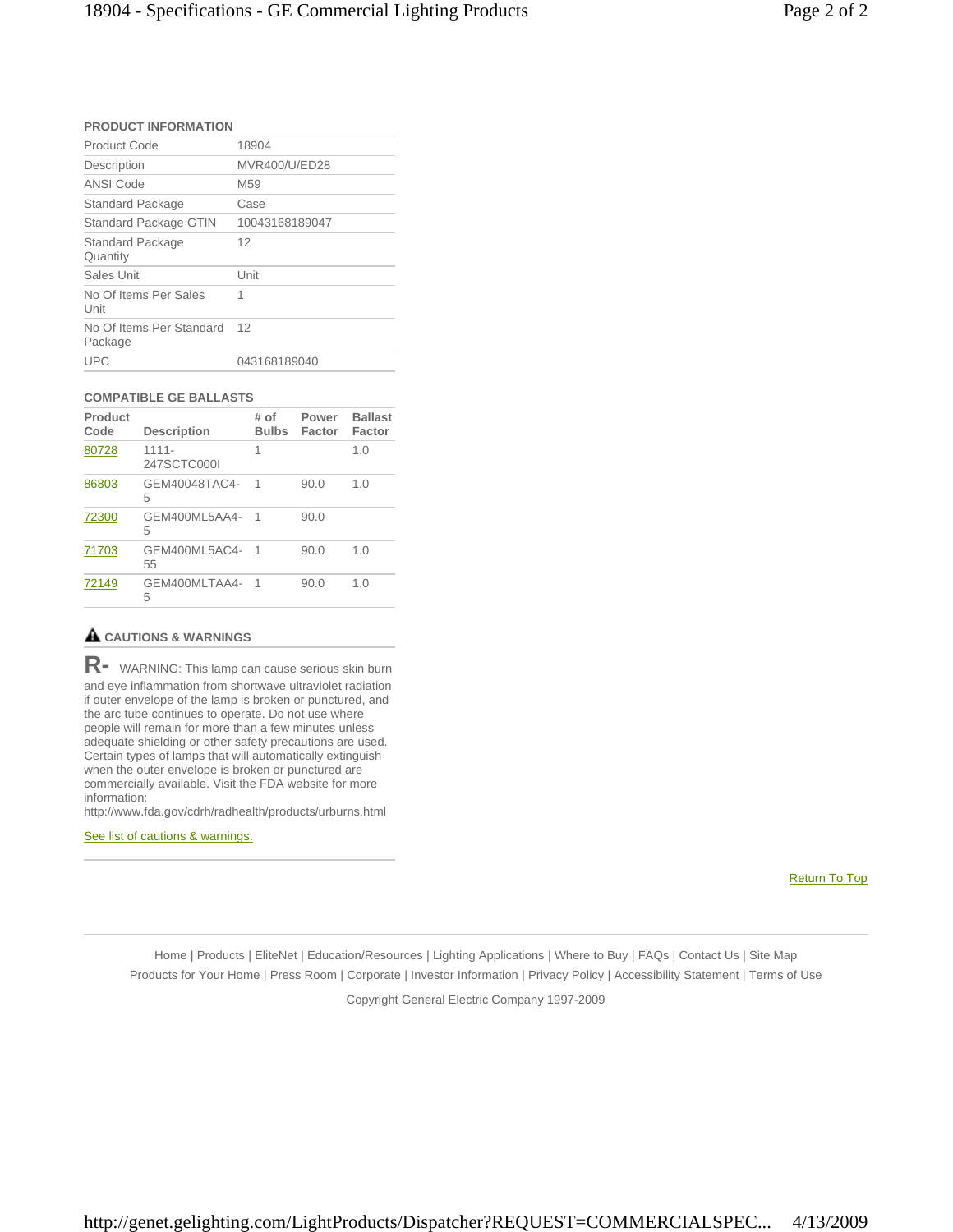### PRODUCT INFORMATION

| | |
|---|---|
| Product Code | 18904 |
| Description | MVR400/U/ED28 |
| ANSI Code | M59 |
| Standard Package | Case |
| Standard Package GTIN | 10043168189047 |
| Standard Package Quantity | 12 |
| Sales Unit | Unit |
| No Of Items Per Sales Unit | 1 |
| No Of Items Per Standard Package | 12 |
| UPC | 043168189040 |

### COMPATIBLE GE BALLASTS

| Product Code | Description | # of Bulbs | Power Factor | Ballast Factor |
|---|---|---|---|---|
| 80728 | 1111-247SCTC000I | 1 | | 1.0 |
| 86803 | GEM40048TAC4-5 | 1 | 90.0 | 1.0 |
| 72300 | GEM400ML5AA4-5 | 1 | 90.0 | |
| 71703 | GEM400ML5AC4-55 | 1 | 90.0 | 1.0 |
| 72149 | GEM400MLTAA4-5 | 1 | 90.0 | 1.0 |

### CAUTIONS & WARNINGS

**R-** WARNING: This lamp can cause serious skin burn and eye inflammation from shortwave ultraviolet radiation if outer envelope of the lamp is broken or punctured, and the arc tube continues to operate. Do not use where people will remain for more than a few minutes unless adequate shielding or other safety precautions are used. Certain types of lamps that will automatically extinguish when the outer envelope is broken or punctured are commercially available. Visit the FDA website for more information: http://www.fda.gov/cdrh/radhealth/products/urburns.html

See list of cautions & warnings.

Return To Top

Home | Products | EliteNet | Education/Resources | Lighting Applications | Where to Buy | FAQs | Contact Us | Site Map
Products for Your Home | Press Room | Corporate | Investor Information | Privacy Policy | Accessibility Statement | Terms of Use

Copyright General Electric Company 1997-2009